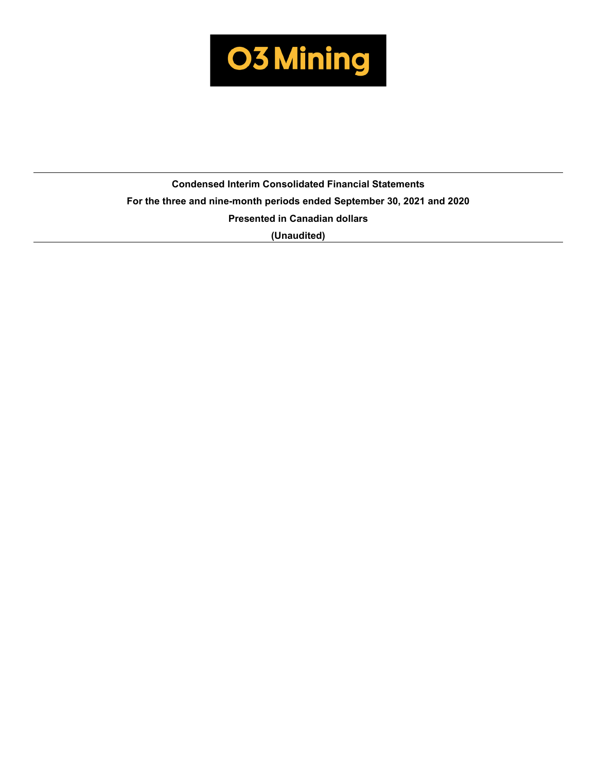# O3 Mining

**Condensed Interim Consolidated Financial Statements**

**For the three and nine-month periods ended September 30, 2021 and 2020**

**Presented in Canadian dollars**

**(Unaudited)**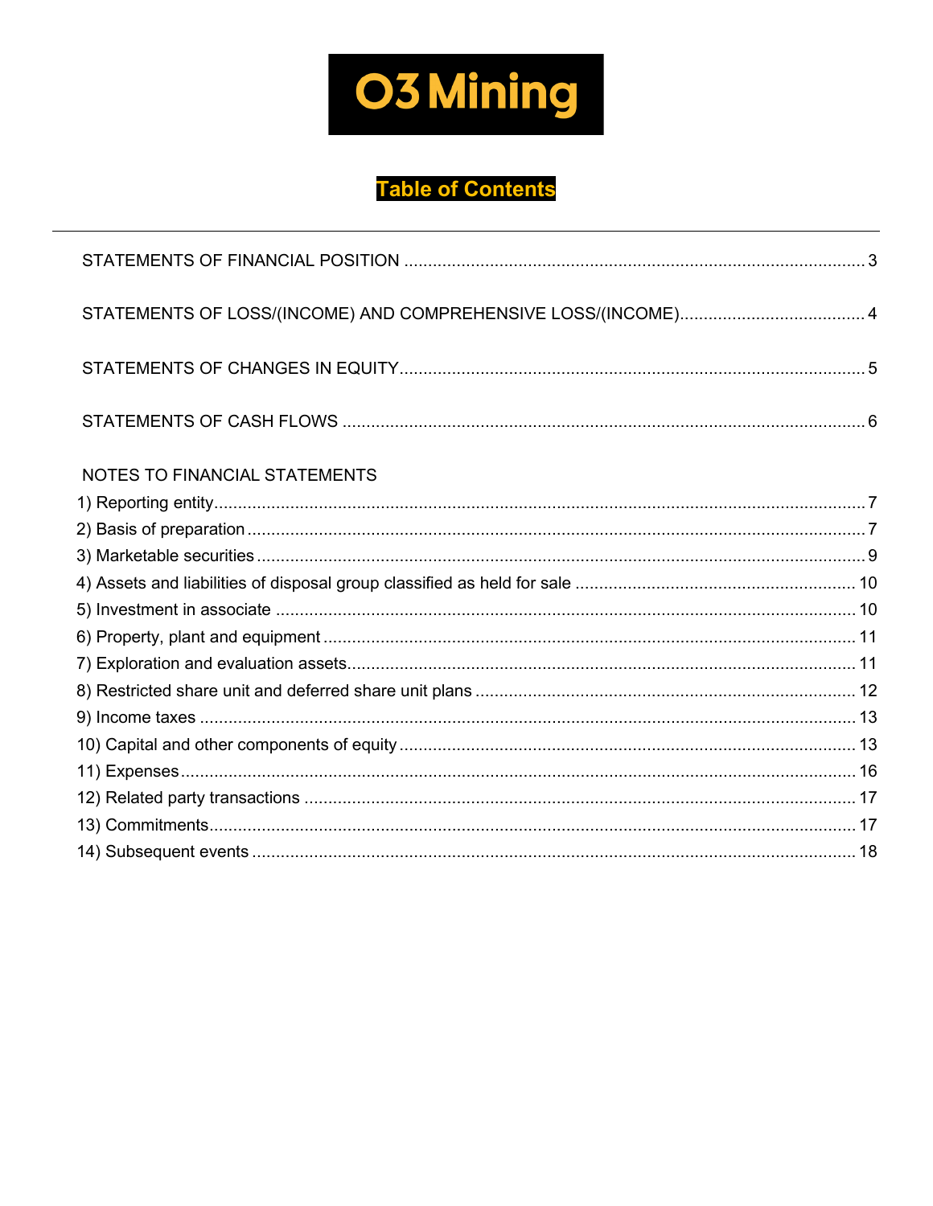O3 Mining

# Table of Contents

STATEMENTS OF FINANCIAL POSITION ........ 3

STATEMENTS OF LOSS/(INCOME) AND COMPREHENSIVE LOSS/(INCOME) ........ 4

STATEMENTS OF CHANGES IN EQUITY ........ 5

STATEMENTS OF CASH FLOWS ........ 6

NOTES TO FINANCIAL STATEMENTS

1) Reporting entity ........ 7
2) Basis of preparation ........ 7
3) Marketable securities ........ 9
4) Assets and liabilities of disposal group classified as held for sale ........ 10
5) Investment in associate ........ 10
6) Property, plant and equipment ........ 11
7) Exploration and evaluation assets ........ 11
8) Restricted share unit and deferred share unit plans ........ 12
9) Income taxes ........ 13
10) Capital and other components of equity ........ 13
11) Expenses ........ 16
12) Related party transactions ........ 17
13) Commitments ........ 17
14) Subsequent events ........ 18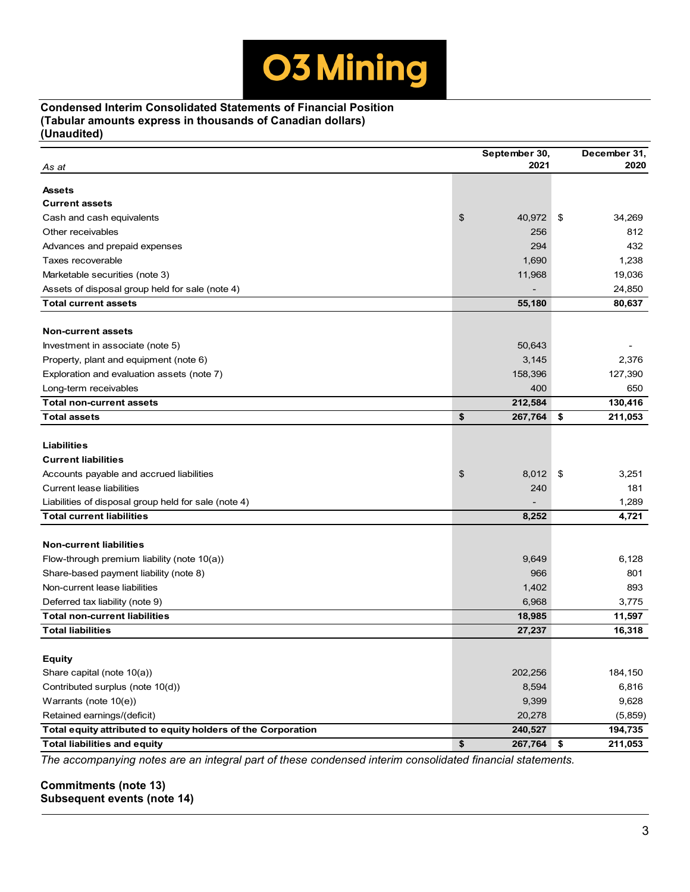**O3 Mining**

**Condensed Interim Consolidated Statements of Financial Position**
**(Tabular amounts express in thousands of Canadian dollars)**
**(Unaudited)**

| *As at* | September 30, 2021 | December 31, 2020 |
|---|---|---|
| **Assets** | | |
| **Current assets** | | |
| Cash and cash equivalents | $ 40,972 | $ 34,269 |
| Other receivables | 256 | 812 |
| Advances and prepaid expenses | 294 | 432 |
| Taxes recoverable | 1,690 | 1,238 |
| Marketable securities (note 3) | 11,968 | 19,036 |
| Assets of disposal group held for sale (note 4) | - | 24,850 |
| **Total current assets** | **55,180** | **80,637** |
| **Non-current assets** | | |
| Investment in associate (note 5) | 50,643 | - |
| Property, plant and equipment (note 6) | 3,145 | 2,376 |
| Exploration and evaluation assets (note 7) | 158,396 | 127,390 |
| Long-term receivables | 400 | 650 |
| **Total non-current assets** | **212,584** | **130,416** |
| **Total assets** | **$ 267,764** | **$ 211,053** |
| **Liabilities** | | |
| **Current liabilities** | | |
| Accounts payable and accrued liabilities | $ 8,012 | $ 3,251 |
| Current lease liabilities | 240 | 181 |
| Liabilities of disposal group held for sale (note 4) | - | 1,289 |
| **Total current liabilities** | **8,252** | **4,721** |
| **Non-current liabilities** | | |
| Flow-through premium liability (note 10(a)) | 9,649 | 6,128 |
| Share-based payment liability (note 8) | 966 | 801 |
| Non-current lease liabilities | 1,402 | 893 |
| Deferred tax liability (note 9) | 6,968 | 3,775 |
| **Total non-current liabilities** | **18,985** | **11,597** |
| **Total liabilities** | **27,237** | **16,318** |
| **Equity** | | |
| Share capital (note 10(a)) | 202,256 | 184,150 |
| Contributed surplus (note 10(d)) | 8,594 | 6,816 |
| Warrants (note 10(e)) | 9,399 | 9,628 |
| Retained earnings/(deficit) | 20,278 | (5,859) |
| **Total equity attributed to equity holders of the Corporation** | **240,527** | **194,735** |
| **Total liabilities and equity** | **$ 267,764** | **$ 211,053** |

*The accompanying notes are an integral part of these condensed interim consolidated financial statements.*

**Commitments (note 13)**
**Subsequent events (note 14)**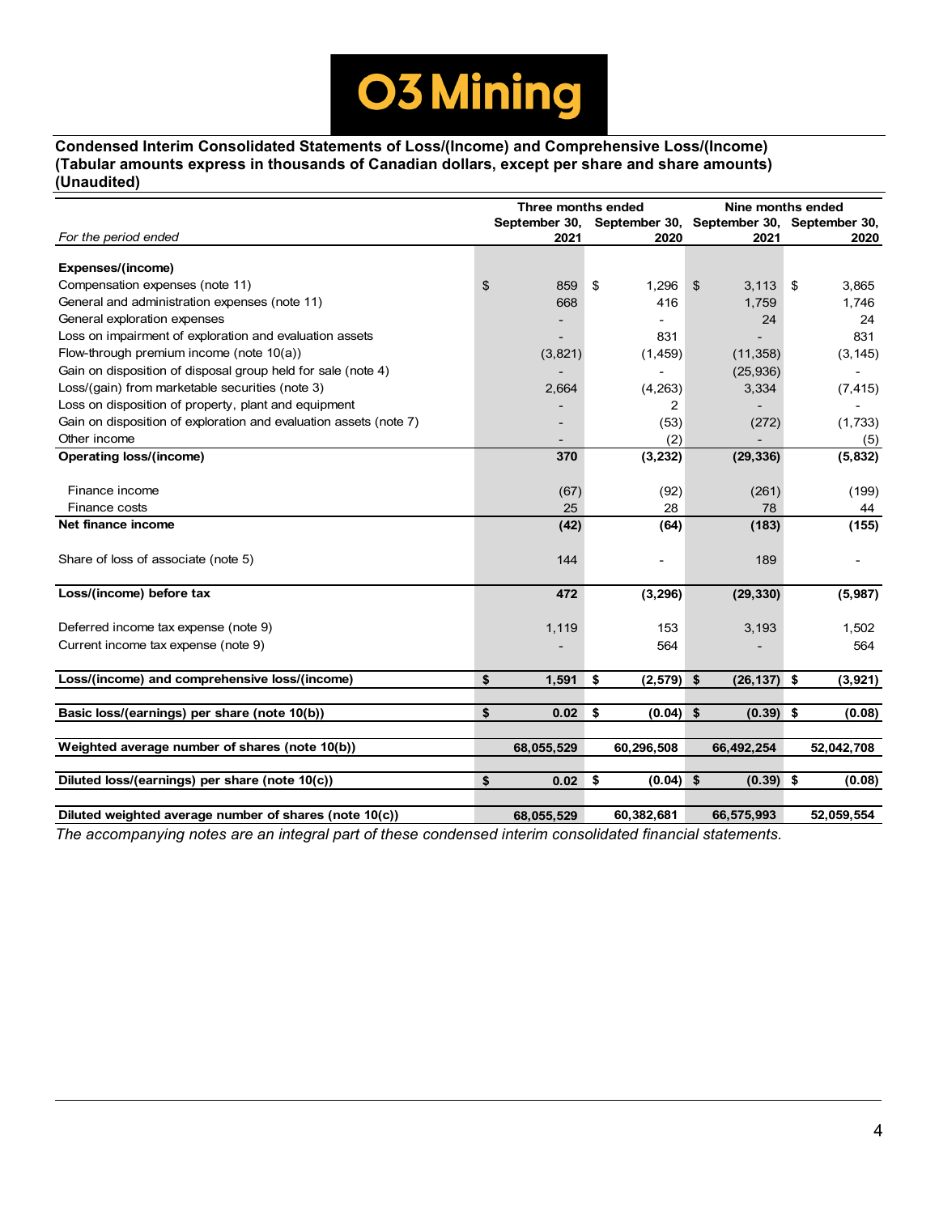# O3 Mining

**Condensed Interim Consolidated Statements of Loss/(Income) and Comprehensive Loss/(Income)**
**(Tabular amounts express in thousands of Canadian dollars, except per share and share amounts)**
**(Unaudited)**

| | Three months ended | | Nine months ended | |
|---|---|---|---|---|
| *For the period ended* | **September 30, 2021** | **September 30, 2020** | **September 30, 2021** | **September 30, 2020** |
| **Expenses/(income)** | | | | |
| Compensation expenses (note 11) | $ 859 | $ 1,296 | $ 3,113 | $ 3,865 |
| General and administration expenses (note 11) | 668 | 416 | 1,759 | 1,746 |
| General exploration expenses | - | - | 24 | 24 |
| Loss on impairment of exploration and evaluation assets | - | 831 | - | 831 |
| Flow-through premium income (note 10(a)) | (3,821) | (1,459) | (11,358) | (3,145) |
| Gain on disposition of disposal group held for sale (note 4) | - | - | (25,936) | - |
| Loss/(gain) from marketable securities (note 3) | 2,664 | (4,263) | 3,334 | (7,415) |
| Loss on disposition of property, plant and equipment | - | 2 | - | - |
| Gain on disposition of exploration and evaluation assets (note 7) | - | (53) | (272) | (1,733) |
| Other income | - | (2) | - | (5) |
| **Operating loss/(income)** | **370** | **(3,232)** | **(29,336)** | **(5,832)** |
| Finance income | (67) | (92) | (261) | (199) |
| Finance costs | 25 | 28 | 78 | 44 |
| **Net finance income** | **(42)** | **(64)** | **(183)** | **(155)** |
| Share of loss of associate (note 5) | 144 | - | 189 | - |
| **Loss/(income) before tax** | **472** | **(3,296)** | **(29,330)** | **(5,987)** |
| Deferred income tax expense (note 9) | 1,119 | 153 | 3,193 | 1,502 |
| Current income tax expense (note 9) | - | 564 | - | 564 |
| **Loss/(income) and comprehensive loss/(income)** | **$ 1,591** | **$ (2,579)** | **$ (26,137)** | **$ (3,921)** |
| **Basic loss/(earnings) per share (note 10(b))** | **$ 0.02** | **$ (0.04)** | **$ (0.39)** | **$ (0.08)** |
| **Weighted average number of shares (note 10(b))** | **68,055,529** | **60,296,508** | **66,492,254** | **52,042,708** |
| **Diluted loss/(earnings) per share (note 10(c))** | **$ 0.02** | **$ (0.04)** | **$ (0.39)** | **$ (0.08)** |
| **Diluted weighted average number of shares (note 10(c))** | **68,055,529** | **60,382,681** | **66,575,993** | **52,059,554** |

*The accompanying notes are an integral part of these condensed interim consolidated financial statements.*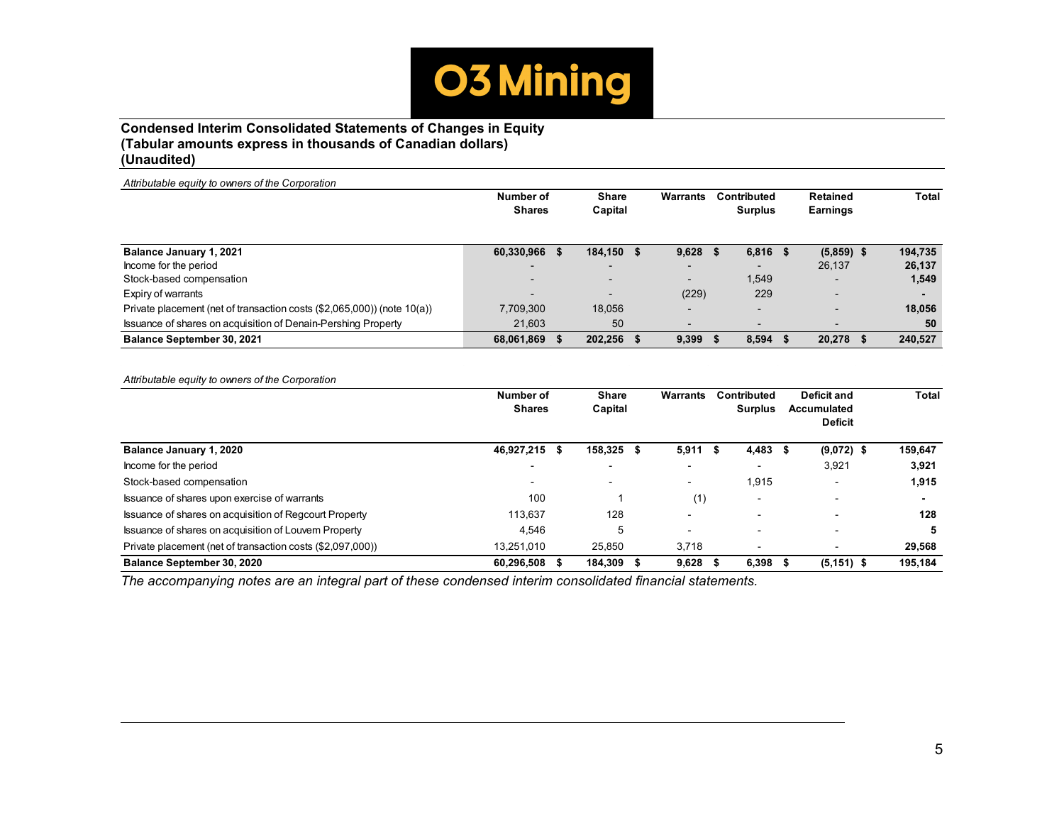**O3 Mining**

**Condensed Interim Consolidated Statements of Changes in Equity**
**(Tabular amounts express in thousands of Canadian dollars)**
**(Unaudited)**

*Attributable equity to owners of the Corporation*

| | Number of Shares | Share Capital | Warrants | Contributed Surplus | Retained Earnings | Total |
|---|---|---|---|---|---|---|
| **Balance January 1, 2021** | **60,330,966** | **$ 184,150** | **$ 9,628** | **$ 6,816** | **$ (5,859)** | **$ 194,735** |
| Income for the period | - | - | - | - | 26,137 | **26,137** |
| Stock-based compensation | - | - | - | 1,549 | - | **1,549** |
| Expiry of warrants | - | - | (229) | 229 | - | **-** |
| Private placement (net of transaction costs ($2,065,000)) (note 10(a)) | 7,709,300 | 18,056 | - | - | - | **18,056** |
| Issuance of shares on acquisition of Denain-Pershing Property | 21,603 | 50 | - | - | - | **50** |
| **Balance September 30, 2021** | **68,061,869** | **$ 202,256** | **$ 9,399** | **$ 8,594** | **$ 20,278** | **$ 240,527** |

*Attributable equity to owners of the Corporation*

| | Number of Shares | Share Capital | Warrants | Contributed Surplus | Deficit and Accumulated Deficit | Total |
|---|---|---|---|---|---|---|
| **Balance January 1, 2020** | **46,927,215** | **$ 158,325** | **$ 5,911** | **$ 4,483** | **$ (9,072)** | **$ 159,647** |
| Income for the period | - | - | - | - | 3,921 | **3,921** |
| Stock-based compensation | - | - | - | 1,915 | - | **1,915** |
| Issuance of shares upon exercise of warrants | 100 | 1 | (1) | - | - | **-** |
| Issuance of shares on acquisition of Regcourt Property | 113,637 | 128 | - | - | - | **128** |
| Issuance of shares on acquisition of Louvem Property | 4,546 | 5 | - | - | - | **5** |
| Private placement (net of transaction costs ($2,097,000)) | 13,251,010 | 25,850 | 3,718 | - | - | **29,568** |
| **Balance September 30, 2020** | **60,296,508** | **$ 184,309** | **$ 9,628** | **$ 6,398** | **$ (5,151)** | **$ 195,184** |

*The accompanying notes are an integral part of these condensed interim consolidated financial statements.*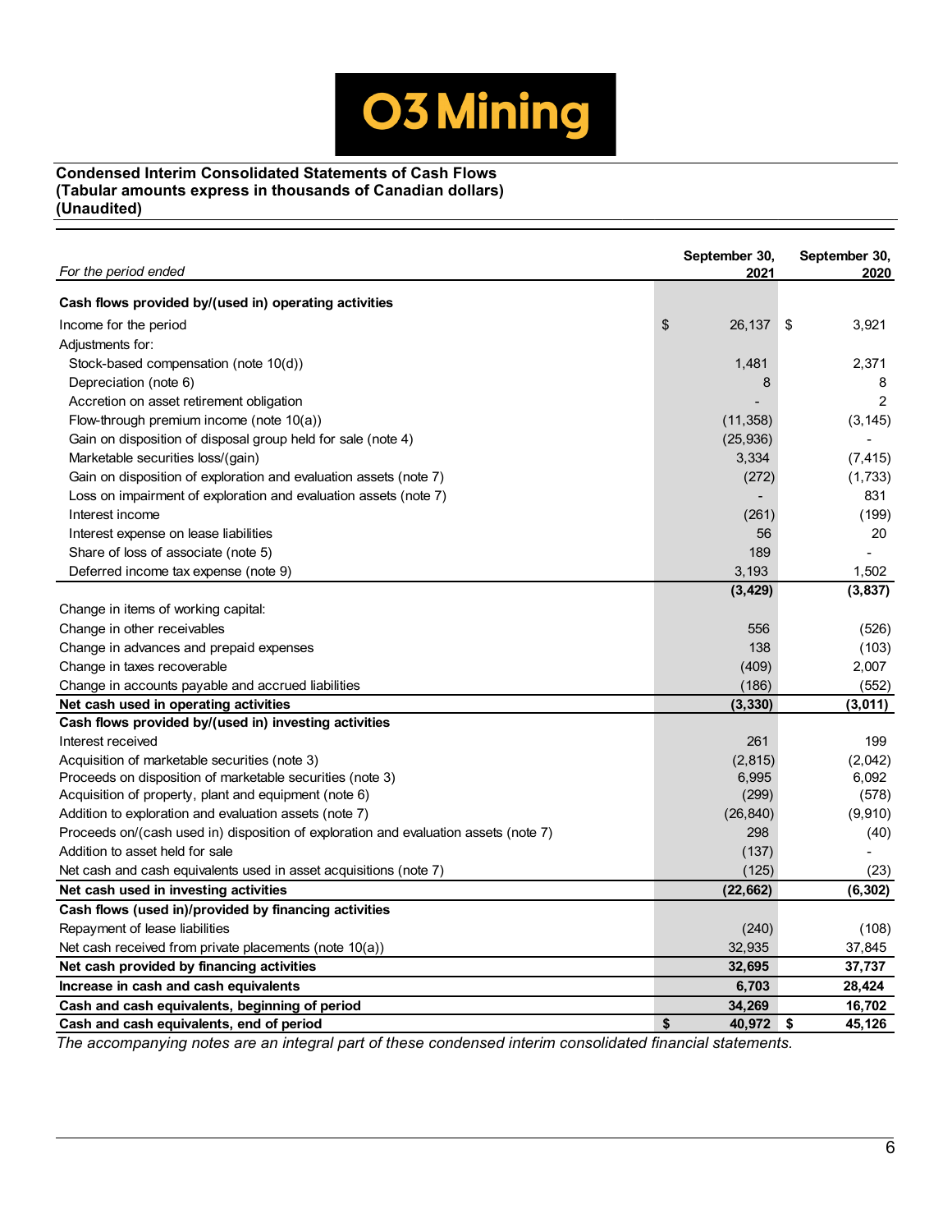**Condensed Interim Consolidated Statements of Cash Flows**
**(Tabular amounts express in thousands of Canadian dollars)**
**(Unaudited)**

| *For the period ended* | September 30, 2021 | September 30, 2020 |
|---|---|---|
| **Cash flows provided by/(used in) operating activities** | | |
| Income for the period | $ 26,137 | $ 3,921 |
| Adjustments for: | | |
| Stock-based compensation (note 10(d)) | 1,481 | 2,371 |
| Depreciation (note 6) | 8 | 8 |
| Accretion on asset retirement obligation | - | 2 |
| Flow-through premium income (note 10(a)) | (11,358) | (3,145) |
| Gain on disposition of disposal group held for sale (note 4) | (25,936) | - |
| Marketable securities loss/(gain) | 3,334 | (7,415) |
| Gain on disposition of exploration and evaluation assets (note 7) | (272) | (1,733) |
| Loss on impairment of exploration and evaluation assets (note 7) | - | 831 |
| Interest income | (261) | (199) |
| Interest expense on lease liabilities | 56 | 20 |
| Share of loss of associate (note 5) | 189 | - |
| Deferred income tax expense (note 9) | 3,193 | 1,502 |
| | **(3,429)** | **(3,837)** |
| Change in items of working capital: | | |
| Change in other receivables | 556 | (526) |
| Change in advances and prepaid expenses | 138 | (103) |
| Change in taxes recoverable | (409) | 2,007 |
| Change in accounts payable and accrued liabilities | (186) | (552) |
| **Net cash used in operating activities** | **(3,330)** | **(3,011)** |
| **Cash flows provided by/(used in) investing activities** | | |
| Interest received | 261 | 199 |
| Acquisition of marketable securities (note 3) | (2,815) | (2,042) |
| Proceeds on disposition of marketable securities (note 3) | 6,995 | 6,092 |
| Acquisition of property, plant and equipment (note 6) | (299) | (578) |
| Addition to exploration and evaluation assets (note 7) | (26,840) | (9,910) |
| Proceeds on/(cash used in) disposition of exploration and evaluation assets (note 7) | 298 | (40) |
| Addition to asset held for sale | (137) | - |
| Net cash and cash equivalents used in asset acquisitions (note 7) | (125) | (23) |
| **Net cash used in investing activities** | **(22,662)** | **(6,302)** |
| **Cash flows (used in)/provided by financing activities** | | |
| Repayment of lease liabilities | (240) | (108) |
| Net cash received from private placements (note 10(a)) | 32,935 | 37,845 |
| **Net cash provided by financing activities** | **32,695** | **37,737** |
| **Increase in cash and cash equivalents** | **6,703** | **28,424** |
| **Cash and cash equivalents, beginning of period** | **34,269** | **16,702** |
| **Cash and cash equivalents, end of period** | **$ 40,972** | **$ 45,126** |

*The accompanying notes are an integral part of these condensed interim consolidated financial statements.*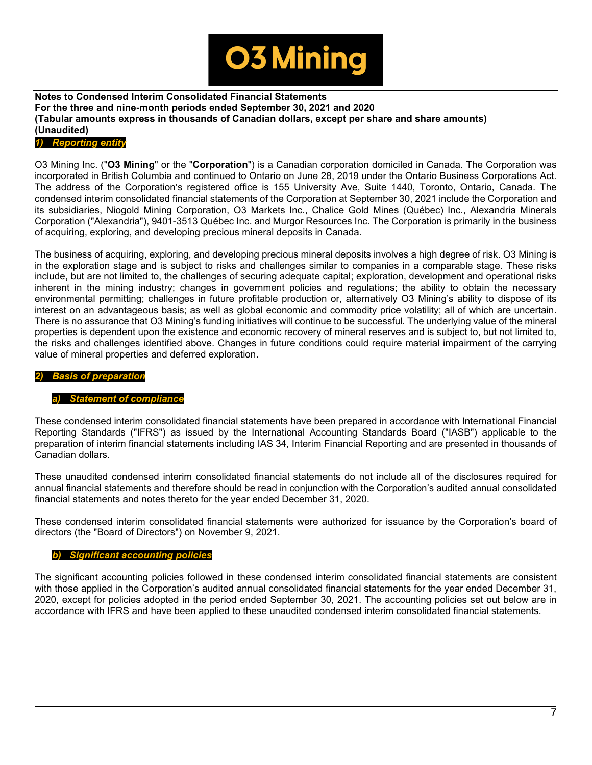**Notes to Condensed Interim Consolidated Financial Statements**
**For the three and nine-month periods ended September 30, 2021 and 2020**
**(Tabular amounts express in thousands of Canadian dollars, except per share and share amounts)**
**(Unaudited)**

## *1) Reporting entity*

O3 Mining Inc. ("**O3 Mining**" or the "**Corporation**") is a Canadian corporation domiciled in Canada. The Corporation was incorporated in British Columbia and continued to Ontario on June 28, 2019 under the Ontario Business Corporations Act. The address of the Corporation's registered office is 155 University Ave, Suite 1440, Toronto, Ontario, Canada. The condensed interim consolidated financial statements of the Corporation at September 30, 2021 include the Corporation and its subsidiaries, Niogold Mining Corporation, O3 Markets Inc., Chalice Gold Mines (Québec) Inc., Alexandria Minerals Corporation ("Alexandria"), 9401-3513 Québec Inc. and Murgor Resources Inc. The Corporation is primarily in the business of acquiring, exploring, and developing precious mineral deposits in Canada.

The business of acquiring, exploring, and developing precious mineral deposits involves a high degree of risk. O3 Mining is in the exploration stage and is subject to risks and challenges similar to companies in a comparable stage. These risks include, but are not limited to, the challenges of securing adequate capital; exploration, development and operational risks inherent in the mining industry; changes in government policies and regulations; the ability to obtain the necessary environmental permitting; challenges in future profitable production or, alternatively O3 Mining's ability to dispose of its interest on an advantageous basis; as well as global economic and commodity price volatility; all of which are uncertain. There is no assurance that O3 Mining's funding initiatives will continue to be successful. The underlying value of the mineral properties is dependent upon the existence and economic recovery of mineral reserves and is subject to, but not limited to, the risks and challenges identified above. Changes in future conditions could require material impairment of the carrying value of mineral properties and deferred exploration.

## *2) Basis of preparation*

### *a) Statement of compliance*

These condensed interim consolidated financial statements have been prepared in accordance with International Financial Reporting Standards ("IFRS") as issued by the International Accounting Standards Board ("IASB") applicable to the preparation of interim financial statements including IAS 34, Interim Financial Reporting and are presented in thousands of Canadian dollars.

These unaudited condensed interim consolidated financial statements do not include all of the disclosures required for annual financial statements and therefore should be read in conjunction with the Corporation's audited annual consolidated financial statements and notes thereto for the year ended December 31, 2020.

These condensed interim consolidated financial statements were authorized for issuance by the Corporation's board of directors (the "Board of Directors") on November 9, 2021.

### *b) Significant accounting policies*

The significant accounting policies followed in these condensed interim consolidated financial statements are consistent with those applied in the Corporation's audited annual consolidated financial statements for the year ended December 31, 2020, except for policies adopted in the period ended September 30, 2021. The accounting policies set out below are in accordance with IFRS and have been applied to these unaudited condensed interim consolidated financial statements.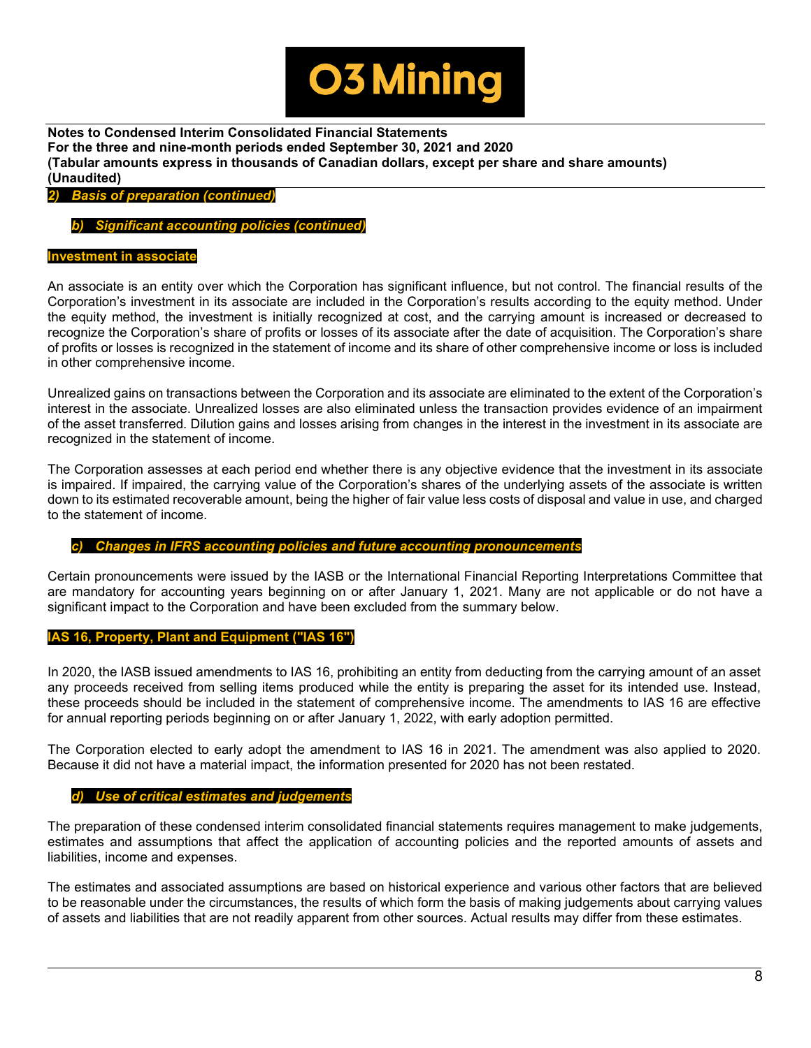## 2) Basis of preparation (continued)

### b) Significant accounting policies (continued)

#### Investment in associate

An associate is an entity over which the Corporation has significant influence, but not control. The financial results of the Corporation's investment in its associate are included in the Corporation's results according to the equity method. Under the equity method, the investment is initially recognized at cost, and the carrying amount is increased or decreased to recognize the Corporation's share of profits or losses of its associate after the date of acquisition. The Corporation's share of profits or losses is recognized in the statement of income and its share of other comprehensive income or loss is included in other comprehensive income.

Unrealized gains on transactions between the Corporation and its associate are eliminated to the extent of the Corporation's interest in the associate. Unrealized losses are also eliminated unless the transaction provides evidence of an impairment of the asset transferred. Dilution gains and losses arising from changes in the interest in the investment in its associate are recognized in the statement of income.

The Corporation assesses at each period end whether there is any objective evidence that the investment in its associate is impaired. If impaired, the carrying value of the Corporation's shares of the underlying assets of the associate is written down to its estimated recoverable amount, being the higher of fair value less costs of disposal and value in use, and charged to the statement of income.

### c) Changes in IFRS accounting policies and future accounting pronouncements

Certain pronouncements were issued by the IASB or the International Financial Reporting Interpretations Committee that are mandatory for accounting years beginning on or after January 1, 2021. Many are not applicable or do not have a significant impact to the Corporation and have been excluded from the summary below.

#### IAS 16, Property, Plant and Equipment ("IAS 16")

In 2020, the IASB issued amendments to IAS 16, prohibiting an entity from deducting from the carrying amount of an asset any proceeds received from selling items produced while the entity is preparing the asset for its intended use. Instead, these proceeds should be included in the statement of comprehensive income. The amendments to IAS 16 are effective for annual reporting periods beginning on or after January 1, 2022, with early adoption permitted.

The Corporation elected to early adopt the amendment to IAS 16 in 2021. The amendment was also applied to 2020. Because it did not have a material impact, the information presented for 2020 has not been restated.

### d) Use of critical estimates and judgements

The preparation of these condensed interim consolidated financial statements requires management to make judgements, estimates and assumptions that affect the application of accounting policies and the reported amounts of assets and liabilities, income and expenses.

The estimates and associated assumptions are based on historical experience and various other factors that are believed to be reasonable under the circumstances, the results of which form the basis of making judgements about carrying values of assets and liabilities that are not readily apparent from other sources. Actual results may differ from these estimates.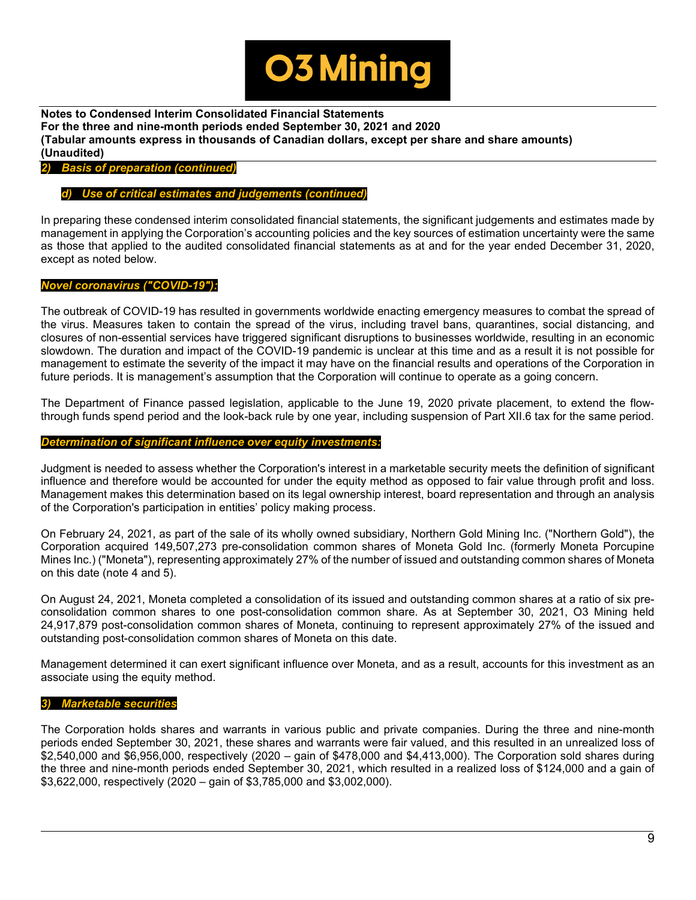## 2) Basis of preparation (continued)

### d) Use of critical estimates and judgements (continued)

In preparing these condensed interim consolidated financial statements, the significant judgements and estimates made by management in applying the Corporation's accounting policies and the key sources of estimation uncertainty were the same as those that applied to the audited consolidated financial statements as at and for the year ended December 31, 2020, except as noted below.

***Novel coronavirus ("COVID-19"):***

The outbreak of COVID-19 has resulted in governments worldwide enacting emergency measures to combat the spread of the virus. Measures taken to contain the spread of the virus, including travel bans, quarantines, social distancing, and closures of non-essential services have triggered significant disruptions to businesses worldwide, resulting in an economic slowdown. The duration and impact of the COVID-19 pandemic is unclear at this time and as a result it is not possible for management to estimate the severity of the impact it may have on the financial results and operations of the Corporation in future periods. It is management's assumption that the Corporation will continue to operate as a going concern.

The Department of Finance passed legislation, applicable to the June 19, 2020 private placement, to extend the flow-through funds spend period and the look-back rule by one year, including suspension of Part XII.6 tax for the same period.

***Determination of significant influence over equity investments:***

Judgment is needed to assess whether the Corporation's interest in a marketable security meets the definition of significant influence and therefore would be accounted for under the equity method as opposed to fair value through profit and loss. Management makes this determination based on its legal ownership interest, board representation and through an analysis of the Corporation's participation in entities' policy making process.

On February 24, 2021, as part of the sale of its wholly owned subsidiary, Northern Gold Mining Inc. ("Northern Gold"), the Corporation acquired 149,507,273 pre-consolidation common shares of Moneta Gold Inc. (formerly Moneta Porcupine Mines Inc.) ("Moneta"), representing approximately 27% of the number of issued and outstanding common shares of Moneta on this date (note 4 and 5).

On August 24, 2021, Moneta completed a consolidation of its issued and outstanding common shares at a ratio of six pre-consolidation common shares to one post-consolidation common share. As at September 30, 2021, O3 Mining held 24,917,879 post-consolidation common shares of Moneta, continuing to represent approximately 27% of the issued and outstanding post-consolidation common shares of Moneta on this date.

Management determined it can exert significant influence over Moneta, and as a result, accounts for this investment as an associate using the equity method.

## 3) Marketable securities

The Corporation holds shares and warrants in various public and private companies. During the three and nine-month periods ended September 30, 2021, these shares and warrants were fair valued, and this resulted in an unrealized loss of $2,540,000 and $6,956,000, respectively (2020 – gain of $478,000 and $4,413,000). The Corporation sold shares during the three and nine-month periods ended September 30, 2021, which resulted in a realized loss of $124,000 and a gain of $3,622,000, respectively (2020 – gain of $3,785,000 and $3,002,000).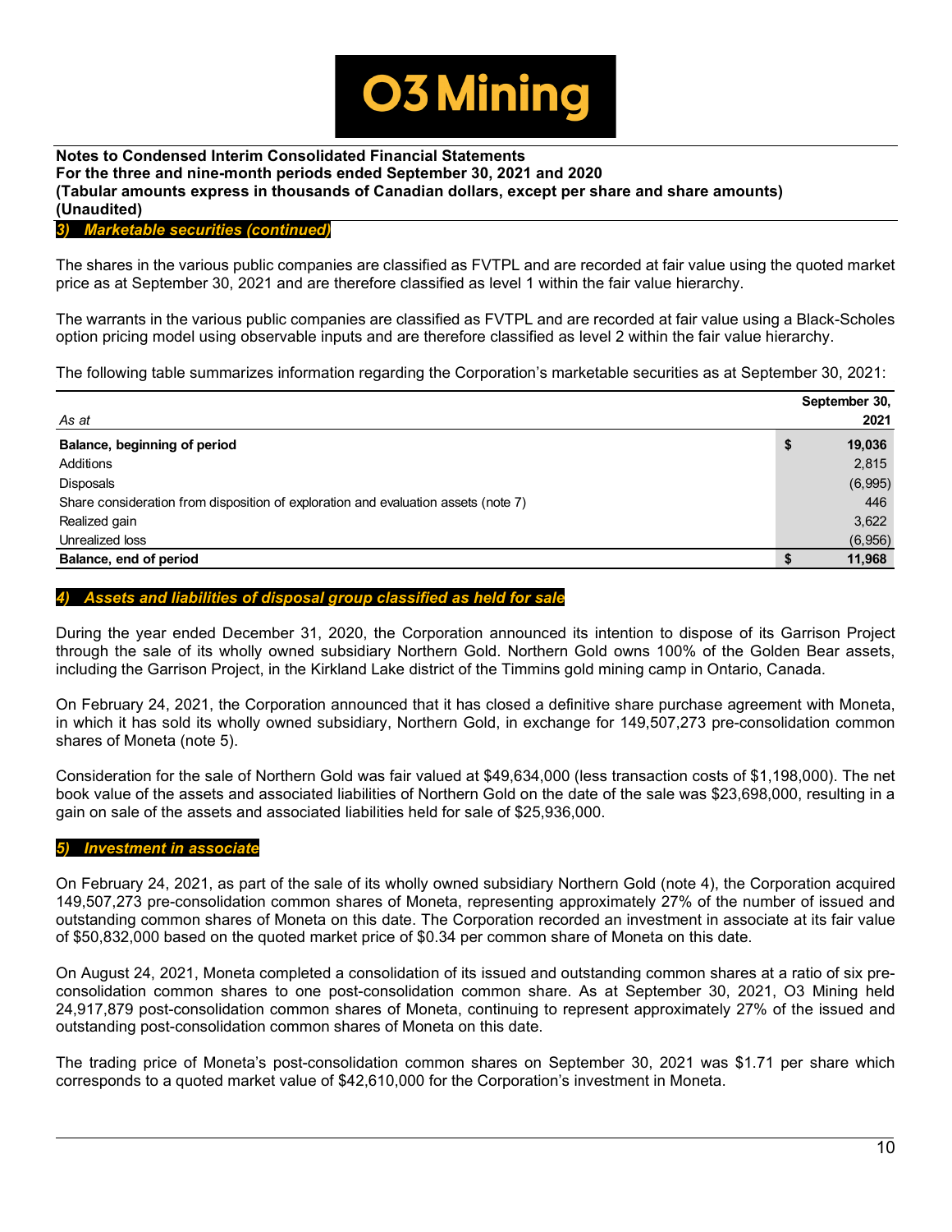### 3) Marketable securities (continued)

The shares in the various public companies are classified as FVTPL and are recorded at fair value using the quoted market price as at September 30, 2021 and are therefore classified as level 1 within the fair value hierarchy.

The warrants in the various public companies are classified as FVTPL and are recorded at fair value using a Black-Scholes option pricing model using observable inputs and are therefore classified as level 2 within the fair value hierarchy.

The following table summarizes information regarding the Corporation's marketable securities as at September 30, 2021:

| *As at* | | September 30, 2021 |
|---|---|---|
| **Balance, beginning of period** | **$** | **19,036** |
| Additions | | 2,815 |
| Disposals | | (6,995) |
| Share consideration from disposition of exploration and evaluation assets (note 7) | | 446 |
| Realized gain | | 3,622 |
| Unrealized loss | | (6,956) |
| **Balance, end of period** | **$** | **11,968** |

### 4) Assets and liabilities of disposal group classified as held for sale

During the year ended December 31, 2020, the Corporation announced its intention to dispose of its Garrison Project through the sale of its wholly owned subsidiary Northern Gold. Northern Gold owns 100% of the Golden Bear assets, including the Garrison Project, in the Kirkland Lake district of the Timmins gold mining camp in Ontario, Canada.

On February 24, 2021, the Corporation announced that it has closed a definitive share purchase agreement with Moneta, in which it has sold its wholly owned subsidiary, Northern Gold, in exchange for 149,507,273 pre-consolidation common shares of Moneta (note 5).

Consideration for the sale of Northern Gold was fair valued at $49,634,000 (less transaction costs of $1,198,000). The net book value of the assets and associated liabilities of Northern Gold on the date of the sale was $23,698,000, resulting in a gain on sale of the assets and associated liabilities held for sale of $25,936,000.

### 5) Investment in associate

On February 24, 2021, as part of the sale of its wholly owned subsidiary Northern Gold (note 4), the Corporation acquired 149,507,273 pre-consolidation common shares of Moneta, representing approximately 27% of the number of issued and outstanding common shares of Moneta on this date. The Corporation recorded an investment in associate at its fair value of $50,832,000 based on the quoted market price of $0.34 per common share of Moneta on this date.

On August 24, 2021, Moneta completed a consolidation of its issued and outstanding common shares at a ratio of six pre-consolidation common shares to one post-consolidation common share. As at September 30, 2021, O3 Mining held 24,917,879 post-consolidation common shares of Moneta, continuing to represent approximately 27% of the issued and outstanding post-consolidation common shares of Moneta on this date.

The trading price of Moneta's post-consolidation common shares on September 30, 2021 was $1.71 per share which corresponds to a quoted market value of $42,610,000 for the Corporation's investment in Moneta.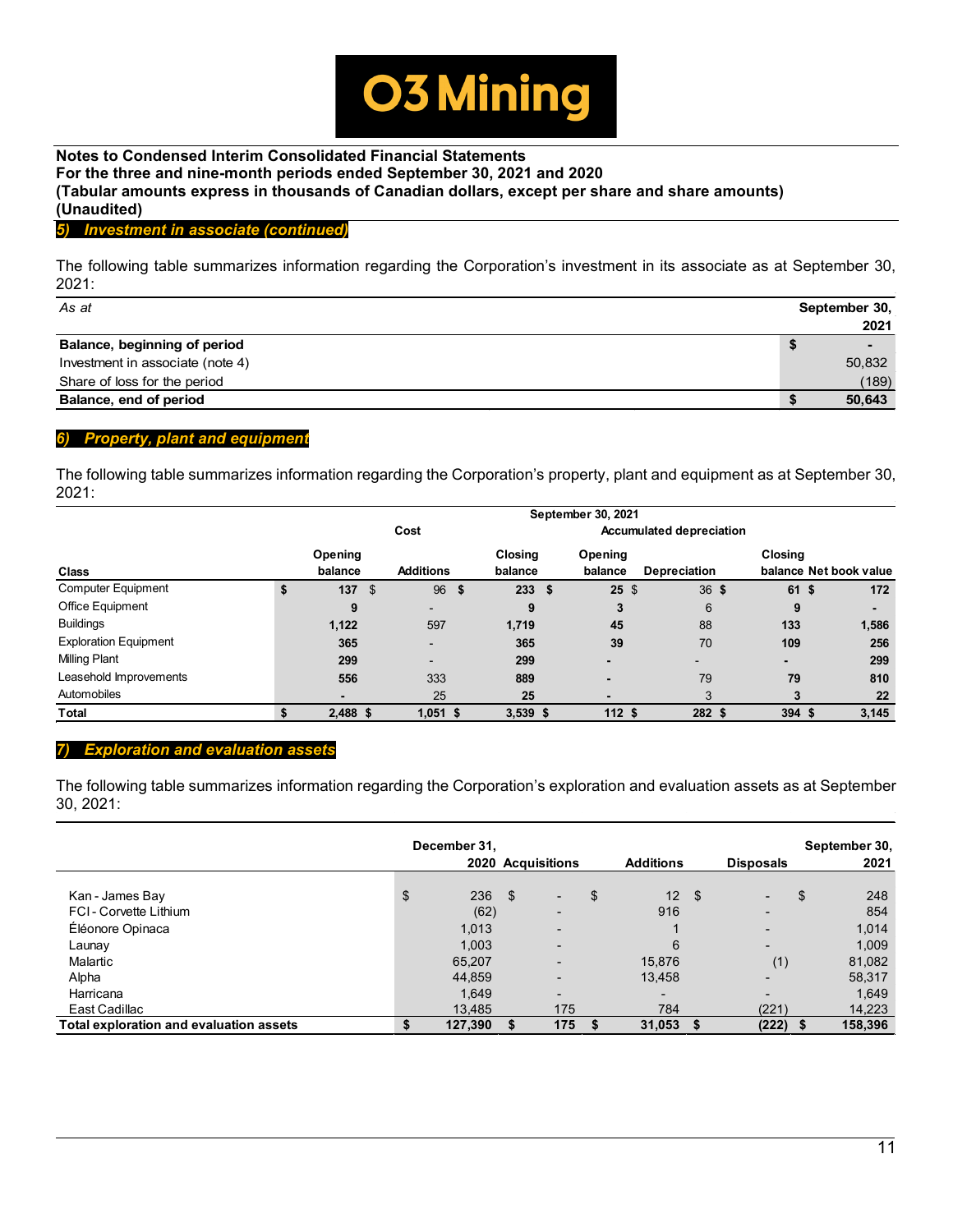**Notes to Condensed Interim Consolidated Financial Statements**
**For the three and nine-month periods ended September 30, 2021 and 2020**
**(Tabular amounts express in thousands of Canadian dollars, except per share and share amounts)**
**(Unaudited)**

## 5) *Investment in associate (continued)*

The following table summarizes information regarding the Corporation's investment in its associate as at September 30, 2021:

| *As at* | September 30, 2021 |
|---|---|
| **Balance, beginning of period** | **$ -** |
| Investment in associate (note 4) | 50,832 |
| Share of loss for the period | (189) |
| **Balance, end of period** | **$ 50,643** |

## 6) *Property, plant and equipment*

The following table summarizes information regarding the Corporation's property, plant and equipment as at September 30, 2021:

| | September 30, 2021 | | | | | | |
|---|---|---|---|---|---|---|---|
| | Cost | | | Accumulated depreciation | | | |
| Class | Opening balance | Additions | Closing balance | Opening balance | Depreciation | Closing balance | Net book value |
| Computer Equipment | $ 137 | $ 96 | $ 233 | $ 25 | $ 36 | $ 61 | $ 172 |
| Office Equipment | 9 | - | 9 | 3 | 6 | 9 | - |
| Buildings | 1,122 | 597 | 1,719 | 45 | 88 | 133 | 1,586 |
| Exploration Equipment | 365 | - | 365 | 39 | 70 | 109 | 256 |
| Milling Plant | 299 | - | 299 | - | - | - | 299 |
| Leasehold Improvements | 556 | 333 | 889 | - | 79 | 79 | 810 |
| Automobiles | - | 25 | 25 | - | 3 | 3 | 22 |
| **Total** | **$ 2,488** | **$ 1,051** | **$ 3,539** | **$ 112** | **$ 282** | **$ 394** | **$ 3,145** |

## 7) *Exploration and evaluation assets*

The following table summarizes information regarding the Corporation's exploration and evaluation assets as at September 30, 2021:

| | December 31, 2020 | Acquisitions | Additions | Disposals | September 30, 2021 |
|---|---|---|---|---|---|
| Kan - James Bay | $ 236 | $ - | $ 12 | $ - | $ 248 |
| FCI - Corvette Lithium | (62) | - | 916 | - | 854 |
| Éléonore Opinaca | 1,013 | - | 1 | - | 1,014 |
| Launay | 1,003 | - | 6 | - | 1,009 |
| Malartic | 65,207 | - | 15,876 | (1) | 81,082 |
| Alpha | 44,859 | - | 13,458 | - | 58,317 |
| Harricana | 1,649 | - | - | - | 1,649 |
| East Cadillac | 13,485 | 175 | 784 | (221) | 14,223 |
| **Total exploration and evaluation assets** | **$ 127,390** | **$ 175** | **$ 31,053** | **$ (222)** | **$ 158,396** |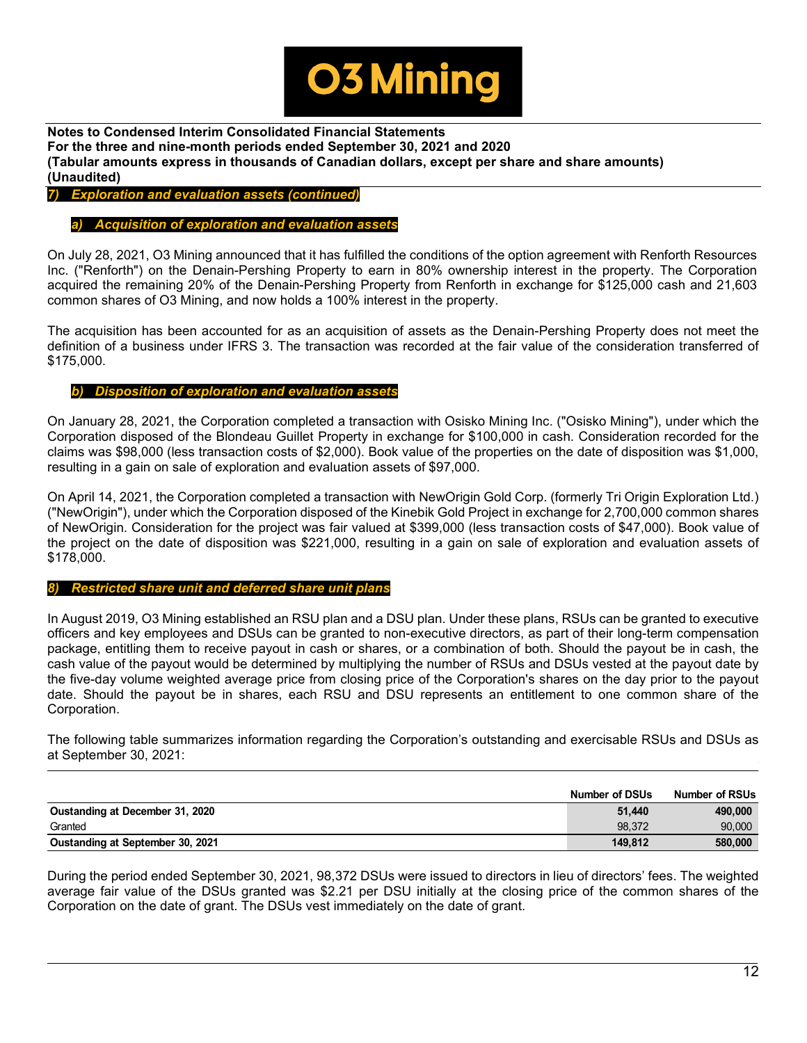## 7) Exploration and evaluation assets (continued)

### a) Acquisition of exploration and evaluation assets

On July 28, 2021, O3 Mining announced that it has fulfilled the conditions of the option agreement with Renforth Resources Inc. ("Renforth") on the Denain-Pershing Property to earn in 80% ownership interest in the property. The Corporation acquired the remaining 20% of the Denain-Pershing Property from Renforth in exchange for $125,000 cash and 21,603 common shares of O3 Mining, and now holds a 100% interest in the property.

The acquisition has been accounted for as an acquisition of assets as the Denain-Pershing Property does not meet the definition of a business under IFRS 3. The transaction was recorded at the fair value of the consideration transferred of $175,000.

### b) Disposition of exploration and evaluation assets

On January 28, 2021, the Corporation completed a transaction with Osisko Mining Inc. ("Osisko Mining"), under which the Corporation disposed of the Blondeau Guillet Property in exchange for $100,000 in cash. Consideration recorded for the claims was $98,000 (less transaction costs of $2,000). Book value of the properties on the date of disposition was $1,000, resulting in a gain on sale of exploration and evaluation assets of $97,000.

On April 14, 2021, the Corporation completed a transaction with NewOrigin Gold Corp. (formerly Tri Origin Exploration Ltd.) ("NewOrigin"), under which the Corporation disposed of the Kinebik Gold Project in exchange for 2,700,000 common shares of NewOrigin. Consideration for the project was fair valued at $399,000 (less transaction costs of $47,000). Book value of the project on the date of disposition was $221,000, resulting in a gain on sale of exploration and evaluation assets of $178,000.

## 8) Restricted share unit and deferred share unit plans

In August 2019, O3 Mining established an RSU plan and a DSU plan. Under these plans, RSUs can be granted to executive officers and key employees and DSUs can be granted to non-executive directors, as part of their long-term compensation package, entitling them to receive payout in cash or shares, or a combination of both. Should the payout be in cash, the cash value of the payout would be determined by multiplying the number of RSUs and DSUs vested at the payout date by the five-day volume weighted average price from closing price of the Corporation's shares on the day prior to the payout date. Should the payout be in shares, each RSU and DSU represents an entitlement to one common share of the Corporation.

The following table summarizes information regarding the Corporation's outstanding and exercisable RSUs and DSUs as at September 30, 2021:

| | Number of DSUs | Number of RSUs |
|---|---|---|
| **Oustanding at December 31, 2020** | **51,440** | **490,000** |
| Granted | 98,372 | 90,000 |
| **Oustanding at September 30, 2021** | **149,812** | **580,000** |

During the period ended September 30, 2021, 98,372 DSUs were issued to directors in lieu of directors' fees. The weighted average fair value of the DSUs granted was $2.21 per DSU initially at the closing price of the common shares of the Corporation on the date of grant. The DSUs vest immediately on the date of grant.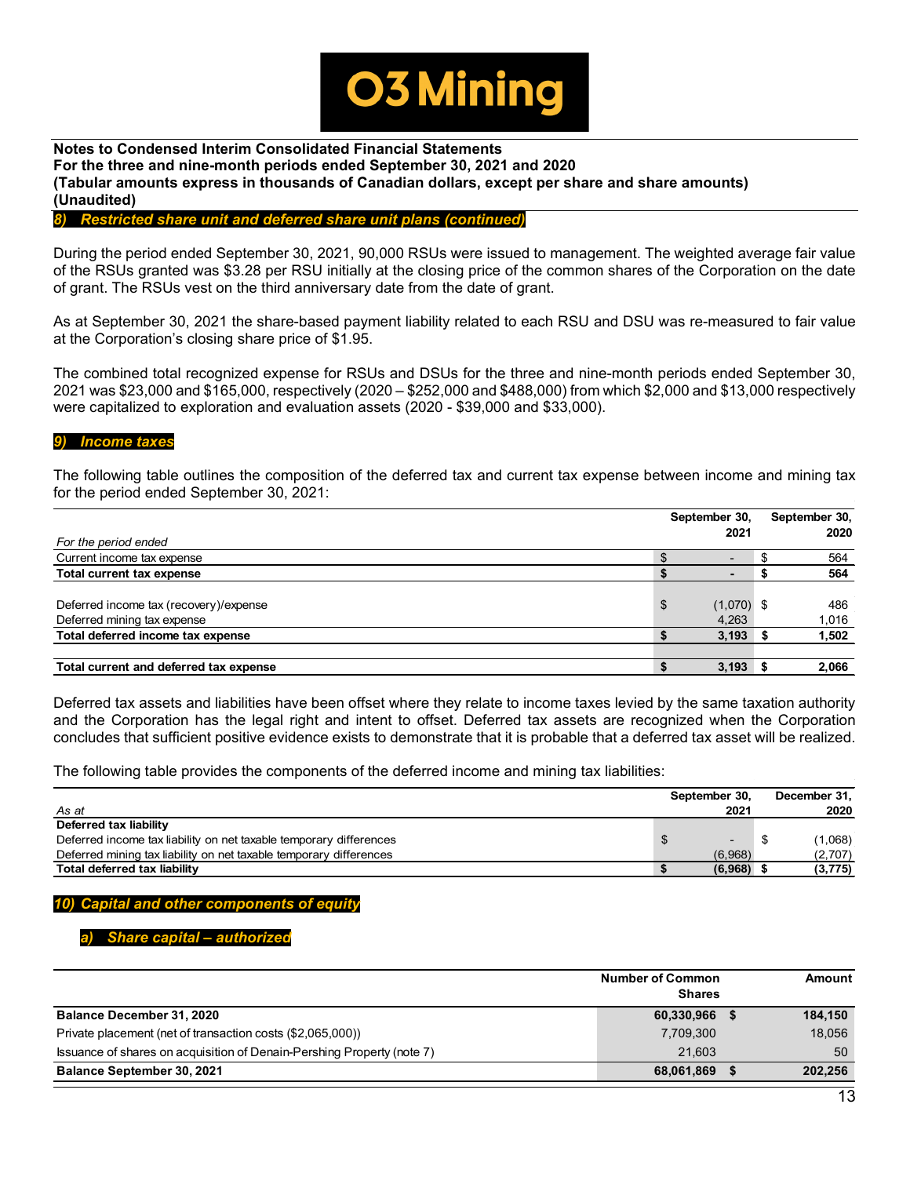## 8) Restricted share unit and deferred share unit plans (continued)

During the period ended September 30, 2021, 90,000 RSUs were issued to management. The weighted average fair value of the RSUs granted was $3.28 per RSU initially at the closing price of the common shares of the Corporation on the date of grant. The RSUs vest on the third anniversary date from the date of grant.

As at September 30, 2021 the share-based payment liability related to each RSU and DSU was re-measured to fair value at the Corporation's closing share price of $1.95.

The combined total recognized expense for RSUs and DSUs for the three and nine-month periods ended September 30, 2021 was $23,000 and $165,000, respectively (2020 – $252,000 and $488,000) from which $2,000 and $13,000 respectively were capitalized to exploration and evaluation assets (2020 - $39,000 and $33,000).

## 9) Income taxes

The following table outlines the composition of the deferred tax and current tax expense between income and mining tax for the period ended September 30, 2021:

| *For the period ended* | September 30, 2021 | September 30, 2020 |
|---|---|---|
| Current income tax expense | $ - | $ 564 |
| **Total current tax expense** | **$ -** | **$ 564** |
| Deferred income tax (recovery)/expense | $ (1,070) | $ 486 |
| Deferred mining tax expense | 4,263 | 1,016 |
| **Total deferred income tax expense** | **$ 3,193** | **$ 1,502** |
| **Total current and deferred tax expense** | **$ 3,193** | **$ 2,066** |

Deferred tax assets and liabilities have been offset where they relate to income taxes levied by the same taxation authority and the Corporation has the legal right and intent to offset. Deferred tax assets are recognized when the Corporation concludes that sufficient positive evidence exists to demonstrate that it is probable that a deferred tax asset will be realized.

The following table provides the components of the deferred income and mining tax liabilities:

| *As at* | September 30, 2021 | December 31, 2020 |
|---|---|---|
| **Deferred tax liability** | | |
| Deferred income tax liability on net taxable temporary differences | $ - | $ (1,068) |
| Deferred mining tax liability on net taxable temporary differences | (6,968) | (2,707) |
| **Total deferred tax liability** | **$ (6,968)** | **$ (3,775)** |

## 10) Capital and other components of equity

### a) Share capital – authorized

| | Number of Common Shares | Amount |
|---|---|---|
| **Balance December 31, 2020** | **60,330,966** | **$ 184,150** |
| Private placement (net of transaction costs ($2,065,000)) | 7,709,300 | 18,056 |
| Issuance of shares on acquisition of Denain-Pershing Property (note 7) | 21,603 | 50 |
| **Balance September 30, 2021** | **68,061,869** | **$ 202,256** |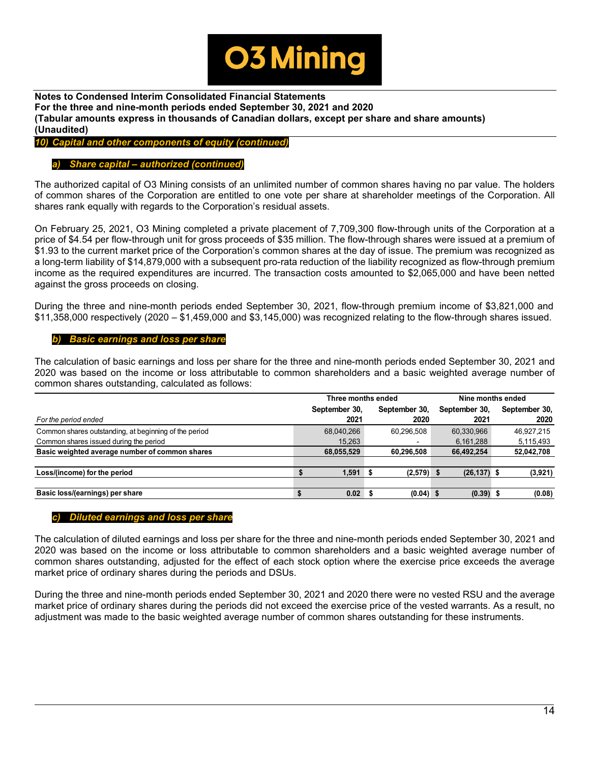## 10) Capital and other components of equity (continued)

### a) Share capital – authorized (continued)

The authorized capital of O3 Mining consists of an unlimited number of common shares having no par value. The holders of common shares of the Corporation are entitled to one vote per share at shareholder meetings of the Corporation. All shares rank equally with regards to the Corporation's residual assets.

On February 25, 2021, O3 Mining completed a private placement of 7,709,300 flow-through units of the Corporation at a price of $4.54 per flow-through unit for gross proceeds of $35 million. The flow-through shares were issued at a premium of $1.93 to the current market price of the Corporation's common shares at the day of issue. The premium was recognized as a long-term liability of $14,879,000 with a subsequent pro-rata reduction of the liability recognized as flow-through premium income as the required expenditures are incurred. The transaction costs amounted to $2,065,000 and have been netted against the gross proceeds on closing.

During the three and nine-month periods ended September 30, 2021, flow-through premium income of $3,821,000 and $11,358,000 respectively (2020 – $1,459,000 and $3,145,000) was recognized relating to the flow-through shares issued.

### b) Basic earnings and loss per share

The calculation of basic earnings and loss per share for the three and nine-month periods ended September 30, 2021 and 2020 was based on the income or loss attributable to common shareholders and a basic weighted average number of common shares outstanding, calculated as follows:

| | Three months ended | | Nine months ended | |
|---|---|---|---|---|
| *For the period ended* | September 30, 2021 | September 30, 2020 | September 30, 2021 | September 30, 2020 |
| Common shares outstanding, at beginning of the period | 68,040,266 | 60,296,508 | 60,330,966 | 46,927,215 |
| Common shares issued during the period | 15,263 | - | 6,161,288 | 5,115,493 |
| **Basic weighted average number of common shares** | **68,055,529** | **60,296,508** | **66,492,254** | **52,042,708** |
| **Loss/(income) for the period** | **$ 1,591** | **$ (2,579)** | **$ (26,137)** | **$ (3,921)** |
| **Basic loss/(earnings) per share** | **$ 0.02** | **$ (0.04)** | **$ (0.39)** | **$ (0.08)** |

### c) Diluted earnings and loss per share

The calculation of diluted earnings and loss per share for the three and nine-month periods ended September 30, 2021 and 2020 was based on the income or loss attributable to common shareholders and a basic weighted average number of common shares outstanding, adjusted for the effect of each stock option where the exercise price exceeds the average market price of ordinary shares during the periods and DSUs.

During the three and nine-month periods ended September 30, 2021 and 2020 there were no vested RSU and the average market price of ordinary shares during the periods did not exceed the exercise price of the vested warrants. As a result, no adjustment was made to the basic weighted average number of common shares outstanding for these instruments.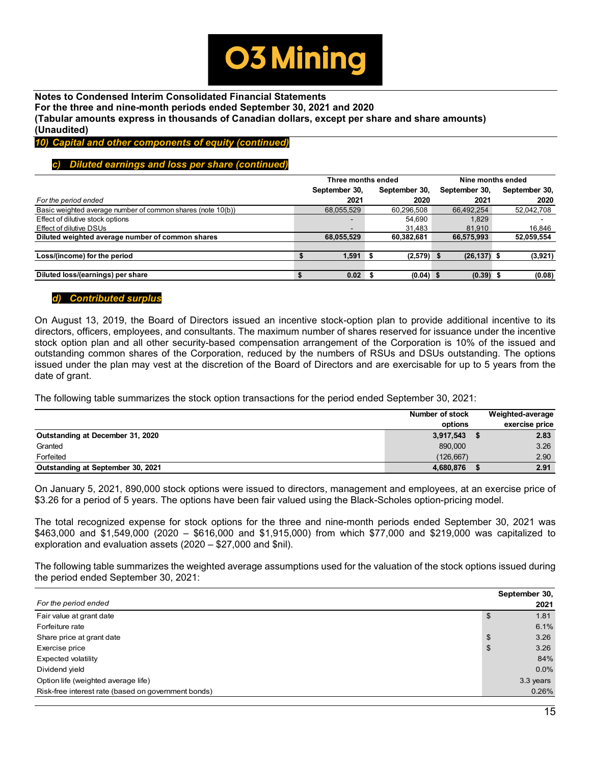### 10) Capital and other components of equity (continued)

#### c) Diluted earnings and loss per share (continued)

| For the period ended | Three months ended September 30, 2021 | Three months ended September 30, 2020 | Nine months ended September 30, 2021 | Nine months ended September 30, 2020 |
|---|---|---|---|---|
| Basic weighted average number of common shares (note 10(b)) | 68,055,529 | 60,296,508 | 66,492,254 | 52,042,708 |
| Effect of dilutive stock options | - | 54,690 | 1,829 | - |
| Effect of dilutive DSUs | - | 31,483 | 81,910 | 16,846 |
| **Diluted weighted average number of common shares** | **68,055,529** | **60,382,681** | **66,575,993** | **52,059,554** |
| **Loss/(income) for the period** | **$ 1,591** | **$ (2,579)** | **$ (26,137)** | **$ (3,921)** |
| **Diluted loss/(earnings) per share** | **$ 0.02** | **$ (0.04)** | **$ (0.39)** | **$ (0.08)** |

#### d) Contributed surplus

On August 13, 2019, the Board of Directors issued an incentive stock-option plan to provide additional incentive to its directors, officers, employees, and consultants. The maximum number of shares reserved for issuance under the incentive stock option plan and all other security-based compensation arrangement of the Corporation is 10% of the issued and outstanding common shares of the Corporation, reduced by the numbers of RSUs and DSUs outstanding. The options issued under the plan may vest at the discretion of the Board of Directors and are exercisable for up to 5 years from the date of grant.

The following table summarizes the stock option transactions for the period ended September 30, 2021:

| | Number of stock options | Weighted-average exercise price |
|---|---|---|
| **Outstanding at December 31, 2020** | **3,917,543** | **$ 2.83** |
| Granted | 890,000 | 3.26 |
| Forfeited | (126,667) | 2.90 |
| **Outstanding at September 30, 2021** | **4,680,876** | **$ 2.91** |

On January 5, 2021, 890,000 stock options were issued to directors, management and employees, at an exercise price of $3.26 for a period of 5 years. The options have been fair valued using the Black-Scholes option-pricing model.

The total recognized expense for stock options for the three and nine-month periods ended September 30, 2021 was $463,000 and $1,549,000 (2020 – $616,000 and $1,915,000) from which $77,000 and $219,000 was capitalized to exploration and evaluation assets (2020 – $27,000 and $nil).

The following table summarizes the weighted average assumptions used for the valuation of the stock options issued during the period ended September 30, 2021:

| For the period ended | September 30, 2021 |
|---|---|
| Fair value at grant date | $ 1.81 |
| Forfeiture rate | 6.1% |
| Share price at grant date | $ 3.26 |
| Exercise price | $ 3.26 |
| Expected volatility | 84% |
| Dividend yield | 0.0% |
| Option life (weighted average life) | 3.3 years |
| Risk-free interest rate (based on government bonds) | 0.26% |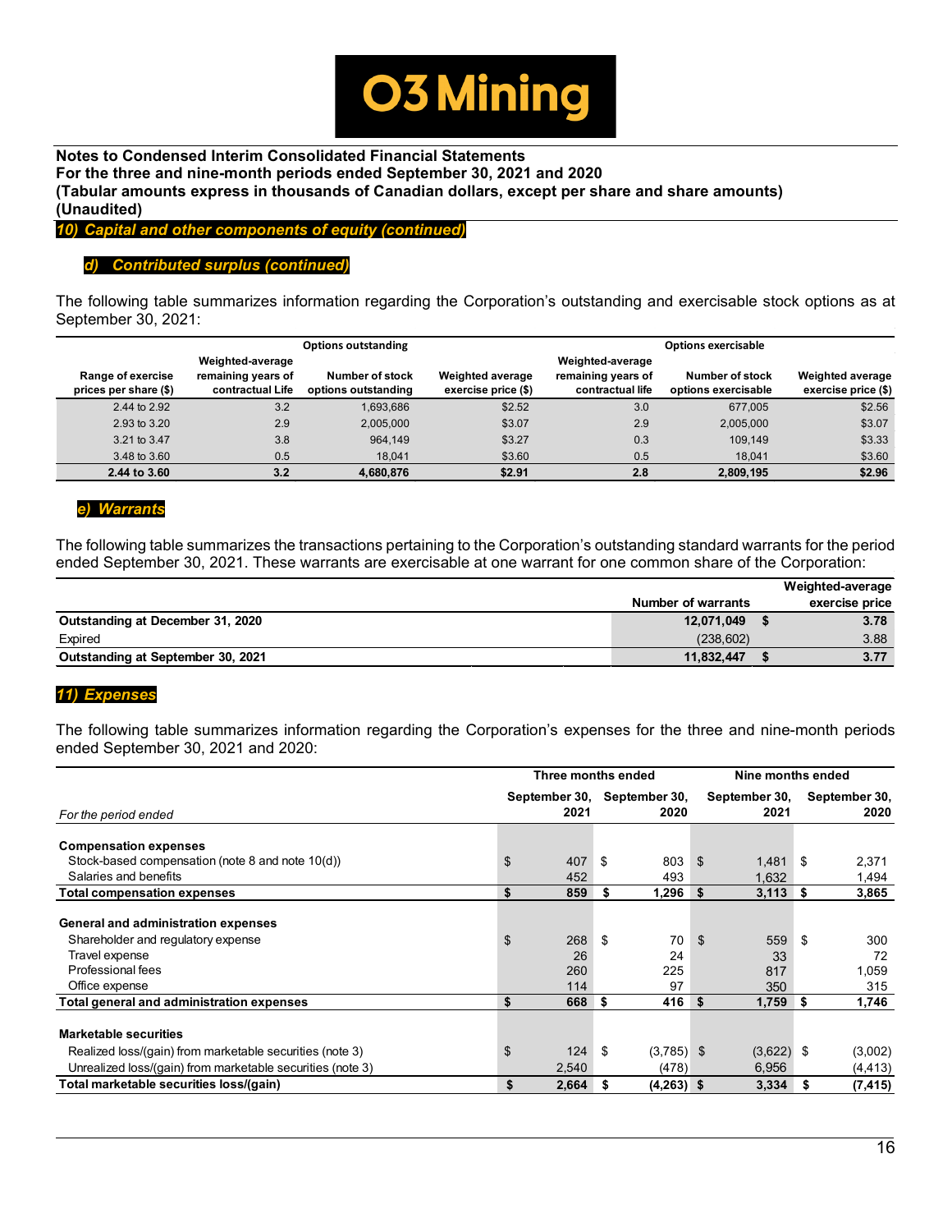**Notes to Condensed Interim Consolidated Financial Statements**
**For the three and nine-month periods ended September 30, 2021 and 2020**
**(Tabular amounts express in thousands of Canadian dollars, except per share and share amounts)**
**(Unaudited)**

## 10) Capital and other components of equity (continued)

### d) Contributed surplus (continued)

The following table summarizes information regarding the Corporation's outstanding and exercisable stock options as at September 30, 2021:

| | Options outstanding | | | Options exercisable | | |
|---|---|---|---|---|---|---|
| Range of exercise prices per share ($) | Weighted-average remaining years of contractual Life | Number of stock options outstanding | Weighted average exercise price ($) | Weighted-average remaining years of contractual life | Number of stock options exercisable | Weighted average exercise price ($) |
| 2.44 to 2.92 | 3.2 | 1,693,686 | $2.52 | 3.0 | 677,005 | $2.56 |
| 2.93 to 3.20 | 2.9 | 2,005,000 | $3.07 | 2.9 | 2,005,000 | $3.07 |
| 3.21 to 3.47 | 3.8 | 964,149 | $3.27 | 0.3 | 109,149 | $3.33 |
| 3.48 to 3.60 | 0.5 | 18,041 | $3.60 | 0.5 | 18,041 | $3.60 |
| **2.44 to 3.60** | **3.2** | **4,680,876** | **$2.91** | **2.8** | **2,809,195** | **$2.96** |

### e) Warrants

The following table summarizes the transactions pertaining to the Corporation's outstanding standard warrants for the period ended September 30, 2021. These warrants are exercisable at one warrant for one common share of the Corporation:

| | Number of warrants | Weighted-average exercise price |
|---|---|---|
| **Outstanding at December 31, 2020** | **12,071,049** | **$ 3.78** |
| Expired | (238,602) | 3.88 |
| **Outstanding at September 30, 2021** | **11,832,447** | **$ 3.77** |

## 11) Expenses

The following table summarizes information regarding the Corporation's expenses for the three and nine-month periods ended September 30, 2021 and 2020:

| | Three months ended | | Nine months ended | |
|---|---|---|---|---|
| *For the period ended* | September 30, 2021 | September 30, 2020 | September 30, 2021 | September 30, 2020 |
| **Compensation expenses** | | | | |
| Stock-based compensation (note 8 and note 10(d)) | $ 407 | $ 803 | $ 1,481 | $ 2,371 |
| Salaries and benefits | 452 | 493 | 1,632 | 1,494 |
| **Total compensation expenses** | **$ 859** | **$ 1,296** | **$ 3,113** | **$ 3,865** |
| **General and administration expenses** | | | | |
| Shareholder and regulatory expense | $ 268 | $ 70 | $ 559 | $ 300 |
| Travel expense | 26 | 24 | 33 | 72 |
| Professional fees | 260 | 225 | 817 | 1,059 |
| Office expense | 114 | 97 | 350 | 315 |
| **Total general and administration expenses** | **$ 668** | **$ 416** | **$ 1,759** | **$ 1,746** |
| **Marketable securities** | | | | |
| Realized loss/(gain) from marketable securities (note 3) | $ 124 | $ (3,785) | $ (3,622) | $ (3,002) |
| Unrealized loss/(gain) from marketable securities (note 3) | 2,540 | (478) | 6,956 | (4,413) |
| **Total marketable securities loss/(gain)** | **$ 2,664** | **$ (4,263)** | **$ 3,334** | **$ (7,415)** |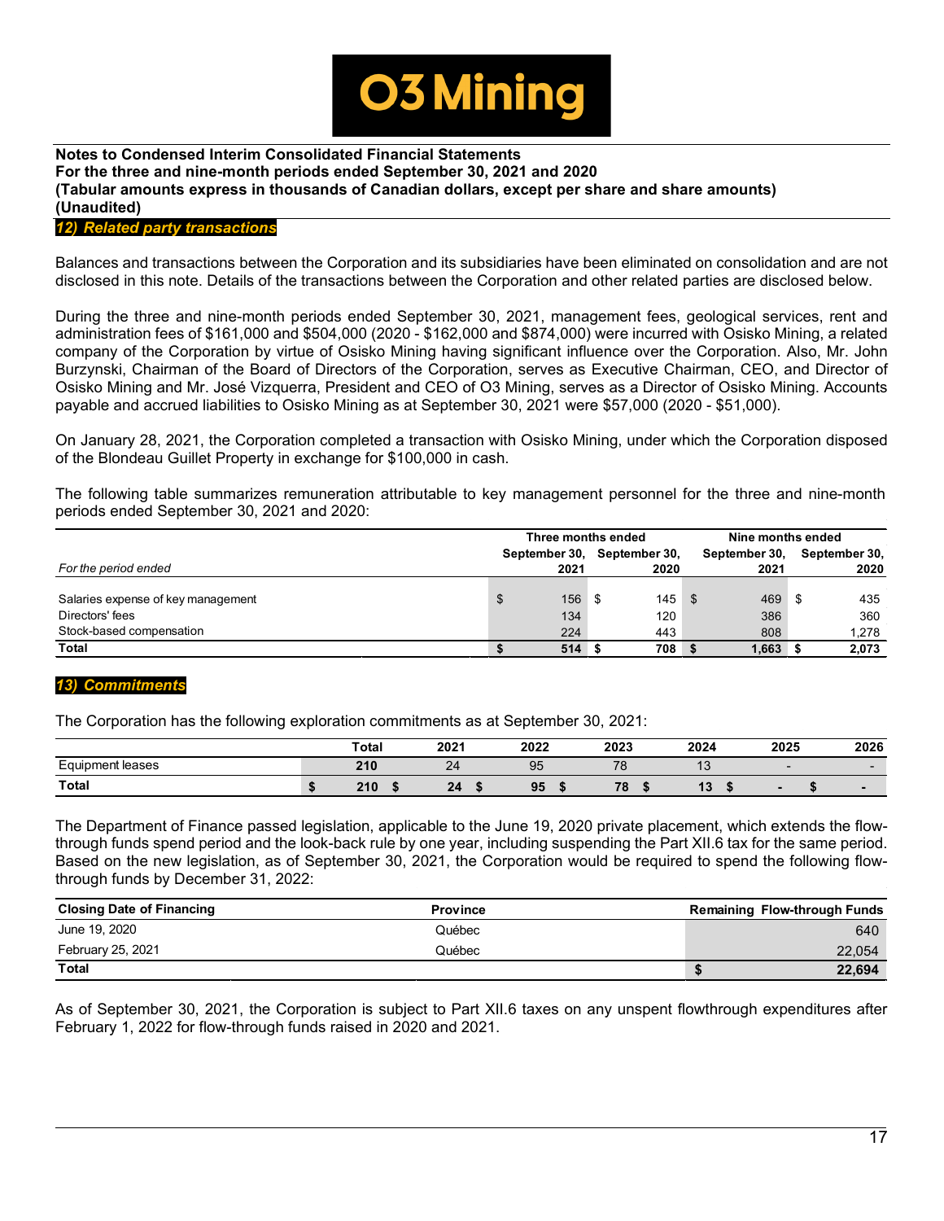## 12) Related party transactions

Balances and transactions between the Corporation and its subsidiaries have been eliminated on consolidation and are not disclosed in this note. Details of the transactions between the Corporation and other related parties are disclosed below.

During the three and nine-month periods ended September 30, 2021, management fees, geological services, rent and administration fees of $161,000 and $504,000 (2020 - $162,000 and $874,000) were incurred with Osisko Mining, a related company of the Corporation by virtue of Osisko Mining having significant influence over the Corporation. Also, Mr. John Burzynski, Chairman of the Board of Directors of the Corporation, serves as Executive Chairman, CEO, and Director of Osisko Mining and Mr. José Vizquerra, President and CEO of O3 Mining, serves as a Director of Osisko Mining. Accounts payable and accrued liabilities to Osisko Mining as at September 30, 2021 were $57,000 (2020 - $51,000).

On January 28, 2021, the Corporation completed a transaction with Osisko Mining, under which the Corporation disposed of the Blondeau Guillet Property in exchange for $100,000 in cash.

The following table summarizes remuneration attributable to key management personnel for the three and nine-month periods ended September 30, 2021 and 2020:

| | Three months ended | | Nine months ended | |
|---|---|---|---|---|
| *For the period ended* | September 30, 2021 | September 30, 2020 | September 30, 2021 | September 30, 2020 |
| Salaries expense of key management | $ 156 | $ 145 | $ 469 | $ 435 |
| Directors' fees | 134 | 120 | 386 | 360 |
| Stock-based compensation | 224 | 443 | 808 | 1,278 |
| **Total** | **$ 514** | **$ 708** | **$ 1,663** | **$ 2,073** |

## 13) Commitments

The Corporation has the following exploration commitments as at September 30, 2021:

| | Total | 2021 | 2022 | 2023 | 2024 | 2025 | 2026 |
|---|---|---|---|---|---|---|---|
| Equipment leases | 210 | 24 | 95 | 78 | 13 | - | - |
| **Total** | **$ 210** | **$ 24** | **$ 95** | **$ 78** | **$ 13** | **$ -** | **$ -** |

The Department of Finance passed legislation, applicable to the June 19, 2020 private placement, which extends the flow-through funds spend period and the look-back rule by one year, including suspending the Part XII.6 tax for the same period. Based on the new legislation, as of September 30, 2021, the Corporation would be required to spend the following flow-through funds by December 31, 2022:

| Closing Date of Financing | Province | Remaining Flow-through Funds |
|---|---|---|
| June 19, 2020 | Québec | 640 |
| February 25, 2021 | Québec | 22,054 |
| **Total** | | **$ 22,694** |

As of September 30, 2021, the Corporation is subject to Part XII.6 taxes on any unspent flowthrough expenditures after February 1, 2022 for flow-through funds raised in 2020 and 2021.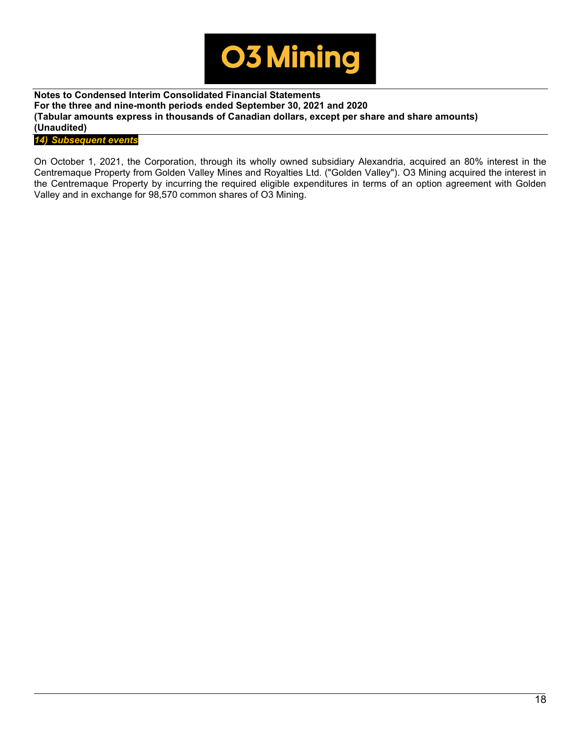## 14) Subsequent events

On October 1, 2021, the Corporation, through its wholly owned subsidiary Alexandria, acquired an 80% interest in the Centremaque Property from Golden Valley Mines and Royalties Ltd. ("Golden Valley"). O3 Mining acquired the interest in the Centremaque Property by incurring the required eligible expenditures in terms of an option agreement with Golden Valley and in exchange for 98,570 common shares of O3 Mining.